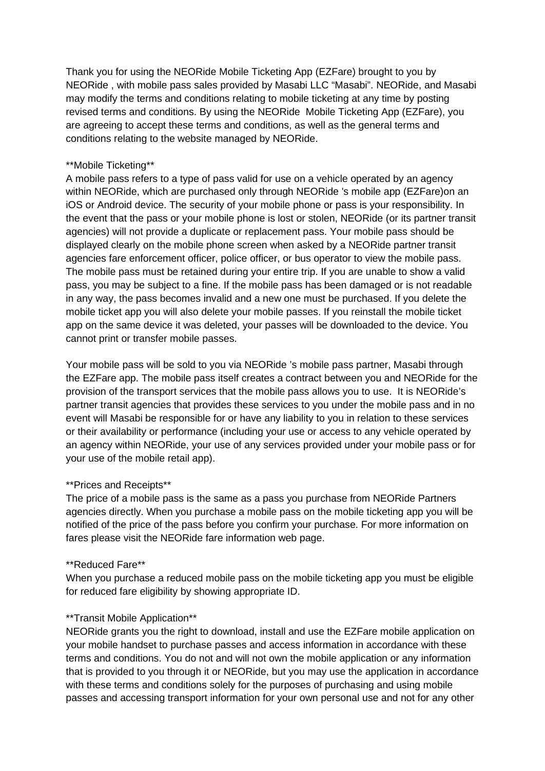Thank you for using the NEORide Mobile Ticketing App (EZFare) brought to you by NEORide , with mobile pass sales provided by Masabi LLC "Masabi". NEORide, and Masabi may modify the terms and conditions relating to mobile ticketing at any time by posting revised terms and conditions. By using the NEORide Mobile Ticketing App (EZFare), you are agreeing to accept these terms and conditions, as well as the general terms and conditions relating to the website managed by NEORide.

**Mobile Ticketing**

A mobile pass refers to a type of pass valid for use on a vehicle operated by an agency within NEORide, which are purchased only through NEORide 's mobile app (EZFare)on an iOS or Android device. The security of your mobile phone or pass is your responsibility. In the event that the pass or your mobile phone is lost or stolen, NEORide (or its partner transit agencies) will not provide a duplicate or replacement pass. Your mobile pass should be displayed clearly on the mobile phone screen when asked by a NEORide partner transit agencies fare enforcement officer, police officer, or bus operator to view the mobile pass. The mobile pass must be retained during your entire trip. If you are unable to show a valid pass, you may be subject to a fine. If the mobile pass has been damaged or is not readable in any way, the pass becomes invalid and a new one must be purchased. If you delete the mobile ticket app you will also delete your mobile passes. If you reinstall the mobile ticket app on the same device it was deleted, your passes will be downloaded to the device. You cannot print or transfer mobile passes.

Your mobile pass will be sold to you via NEORide 's mobile pass partner, Masabi through the EZFare app. The mobile pass itself creates a contract between you and NEORide for the provision of the transport services that the mobile pass allows you to use. It is NEORide's partner transit agencies that provides these services to you under the mobile pass and in no event will Masabi be responsible for or have any liability to you in relation to these services or their availability or performance (including your use or access to any vehicle operated by an agency within NEORide, your use of any services provided under your mobile pass or for your use of the mobile retail app).

**Prices and Receipts**

The price of a mobile pass is the same as a pass you purchase from NEORide Partners agencies directly. When you purchase a mobile pass on the mobile ticketing app you will be notified of the price of the pass before you confirm your purchase. For more information on fares please visit the NEORide fare information web page.

**Reduced Fare**

When you purchase a reduced mobile pass on the mobile ticketing app you must be eligible for reduced fare eligibility by showing appropriate ID.

**Transit Mobile Application**

NEORide grants you the right to download, install and use the EZFare mobile application on your mobile handset to purchase passes and access information in accordance with these terms and conditions. You do not and will not own the mobile application or any information that is provided to you through it or NEORide, but you may use the application in accordance with these terms and conditions solely for the purposes of purchasing and using mobile passes and accessing transport information for your own personal use and not for any other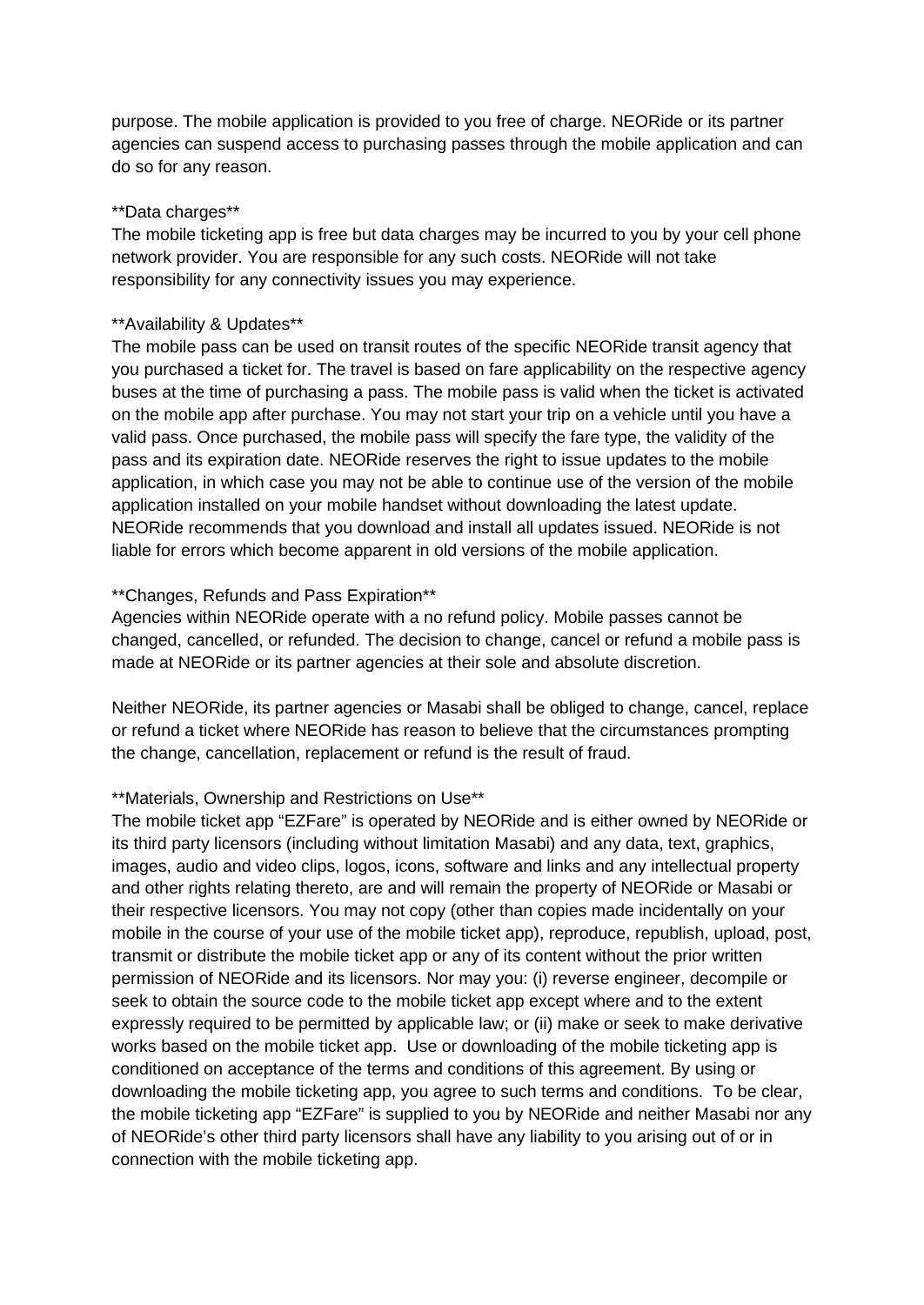purpose. The mobile application is provided to you free of charge. NEORide or its partner agencies can suspend access to purchasing passes through the mobile application and can do so for any reason.

**Data charges**
The mobile ticketing app is free but data charges may be incurred to you by your cell phone network provider. You are responsible for any such costs. NEORide will not take responsibility for any connectivity issues you may experience.

**Availability & Updates**
The mobile pass can be used on transit routes of the specific NEORide transit agency that you purchased a ticket for. The travel is based on fare applicability on the respective agency buses at the time of purchasing a pass. The mobile pass is valid when the ticket is activated on the mobile app after purchase. You may not start your trip on a vehicle until you have a valid pass. Once purchased, the mobile pass will specify the fare type, the validity of the pass and its expiration date. NEORide reserves the right to issue updates to the mobile application, in which case you may not be able to continue use of the version of the mobile application installed on your mobile handset without downloading the latest update. NEORide recommends that you download and install all updates issued. NEORide is not liable for errors which become apparent in old versions of the mobile application.

**Changes, Refunds and Pass Expiration**
Agencies within NEORide operate with a no refund policy. Mobile passes cannot be changed, cancelled, or refunded. The decision to change, cancel or refund a mobile pass is made at NEORide or its partner agencies at their sole and absolute discretion.

Neither NEORide, its partner agencies or Masabi shall be obliged to change, cancel, replace or refund a ticket where NEORide has reason to believe that the circumstances prompting the change, cancellation, replacement or refund is the result of fraud.

**Materials, Ownership and Restrictions on Use**
The mobile ticket app "EZFare" is operated by NEORide and is either owned by NEORide or its third party licensors (including without limitation Masabi) and any data, text, graphics, images, audio and video clips, logos, icons, software and links and any intellectual property and other rights relating thereto, are and will remain the property of NEORide or Masabi or their respective licensors. You may not copy (other than copies made incidentally on your mobile in the course of your use of the mobile ticket app), reproduce, republish, upload, post, transmit or distribute the mobile ticket app or any of its content without the prior written permission of NEORide and its licensors. Nor may you: (i) reverse engineer, decompile or seek to obtain the source code to the mobile ticket app except where and to the extent expressly required to be permitted by applicable law; or (ii) make or seek to make derivative works based on the mobile ticket app. Use or downloading of the mobile ticketing app is conditioned on acceptance of the terms and conditions of this agreement. By using or downloading the mobile ticketing app, you agree to such terms and conditions. To be clear, the mobile ticketing app "EZFare" is supplied to you by NEORide and neither Masabi nor any of NEORide's other third party licensors shall have any liability to you arising out of or in connection with the mobile ticketing app.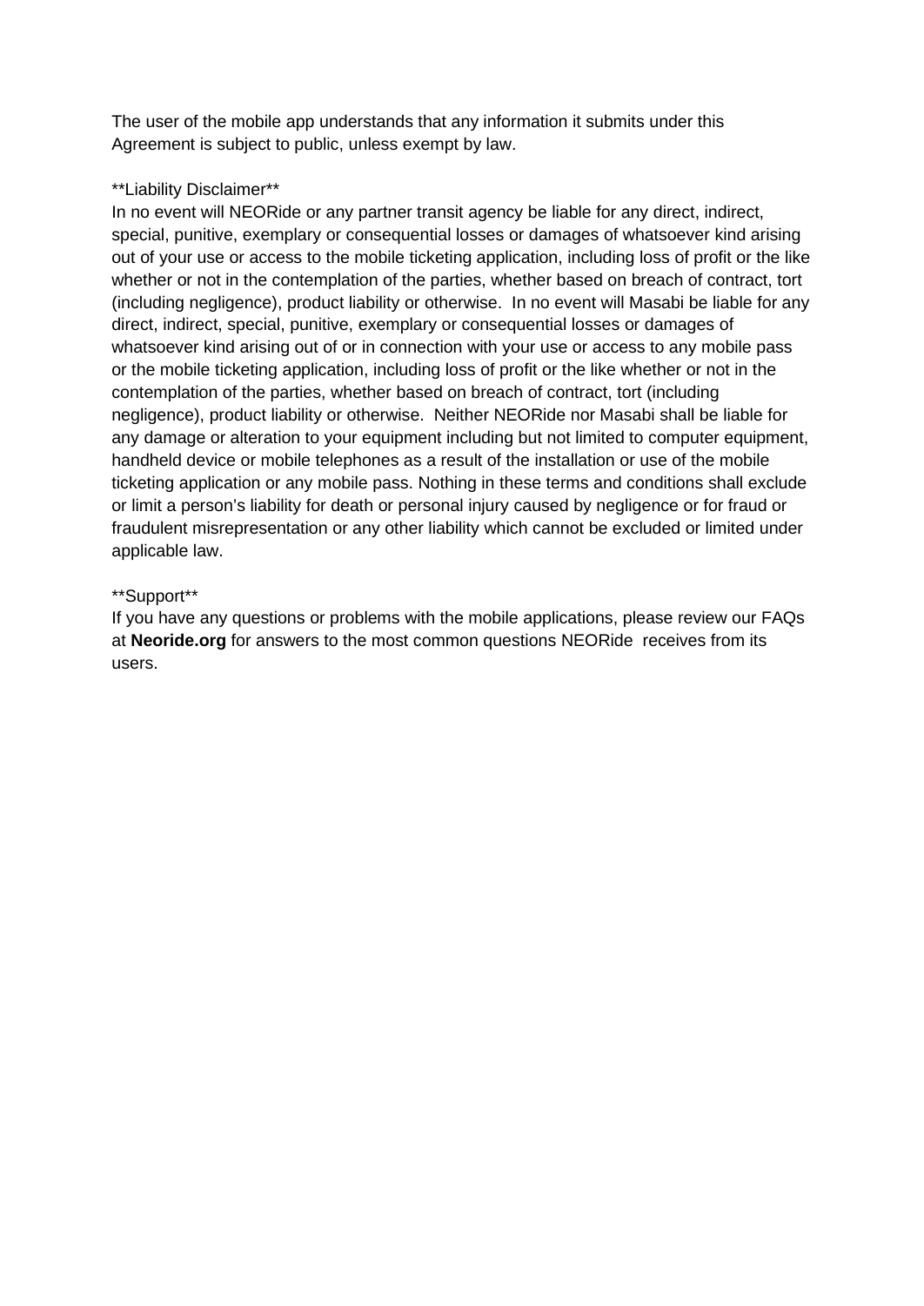The user of the mobile app understands that any information it submits under this Agreement is subject to public, unless exempt by law.

**Liability Disclaimer**

In no event will NEORide or any partner transit agency be liable for any direct, indirect, special, punitive, exemplary or consequential losses or damages of whatsoever kind arising out of your use or access to the mobile ticketing application, including loss of profit or the like whether or not in the contemplation of the parties, whether based on breach of contract, tort (including negligence), product liability or otherwise. In no event will Masabi be liable for any direct, indirect, special, punitive, exemplary or consequential losses or damages of whatsoever kind arising out of or in connection with your use or access to any mobile pass or the mobile ticketing application, including loss of profit or the like whether or not in the contemplation of the parties, whether based on breach of contract, tort (including negligence), product liability or otherwise. Neither NEORide nor Masabi shall be liable for any damage or alteration to your equipment including but not limited to computer equipment, handheld device or mobile telephones as a result of the installation or use of the mobile ticketing application or any mobile pass. Nothing in these terms and conditions shall exclude or limit a person's liability for death or personal injury caused by negligence or for fraud or fraudulent misrepresentation or any other liability which cannot be excluded or limited under applicable law.

**Support**

If you have any questions or problems with the mobile applications, please review our FAQs at **Neoride.org** for answers to the most common questions NEORide receives from its users.